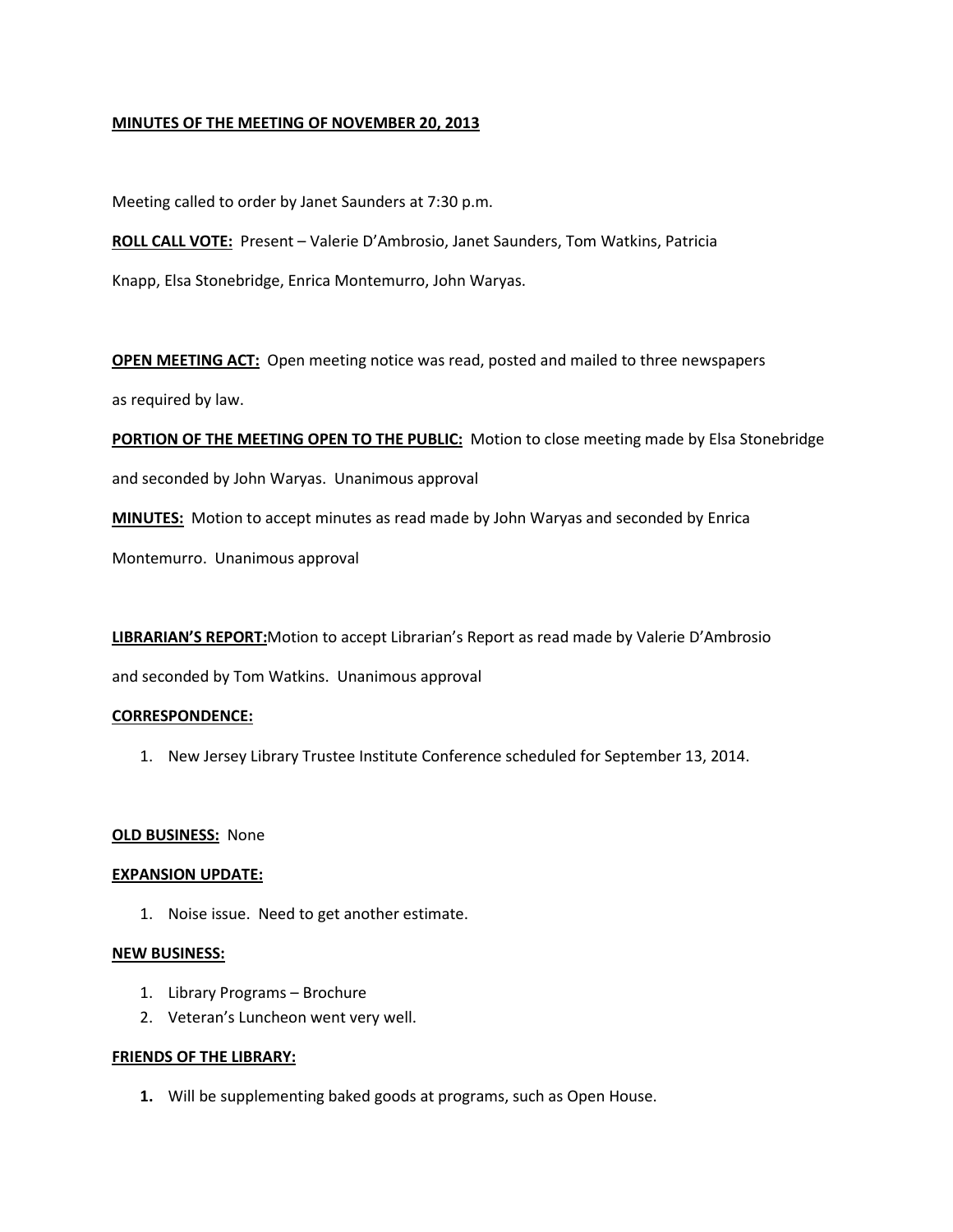**MINUTES OF THE MEETING OF NOVEMBER 20, 2013**

Meeting called to order by Janet Saunders at 7:30 p.m.

**ROLL CALL VOTE:** Present – Valerie D'Ambrosio, Janet Saunders, Tom Watkins, Patricia Knapp, Elsa Stonebridge, Enrica Montemurro, John Waryas.

**OPEN MEETING ACT:** Open meeting notice was read, posted and mailed to three newspapers as required by law.

**PORTION OF THE MEETING OPEN TO THE PUBLIC:** Motion to close meeting made by Elsa Stonebridge and seconded by John Waryas. Unanimous approval

**MINUTES:** Motion to accept minutes as read made by John Waryas and seconded by Enrica Montemurro. Unanimous approval

**LIBRARIAN'S REPORT:** Motion to accept Librarian's Report as read made by Valerie D'Ambrosio and seconded by Tom Watkins. Unanimous approval

**CORRESPONDENCE:**

1. New Jersey Library Trustee Institute Conference scheduled for September 13, 2014.

**OLD BUSINESS:** None

**EXPANSION UPDATE:**

1. Noise issue. Need to get another estimate.

**NEW BUSINESS:**

1. Library Programs – Brochure
2. Veteran's Luncheon went very well.

**FRIENDS OF THE LIBRARY:**

1. Will be supplementing baked goods at programs, such as Open House.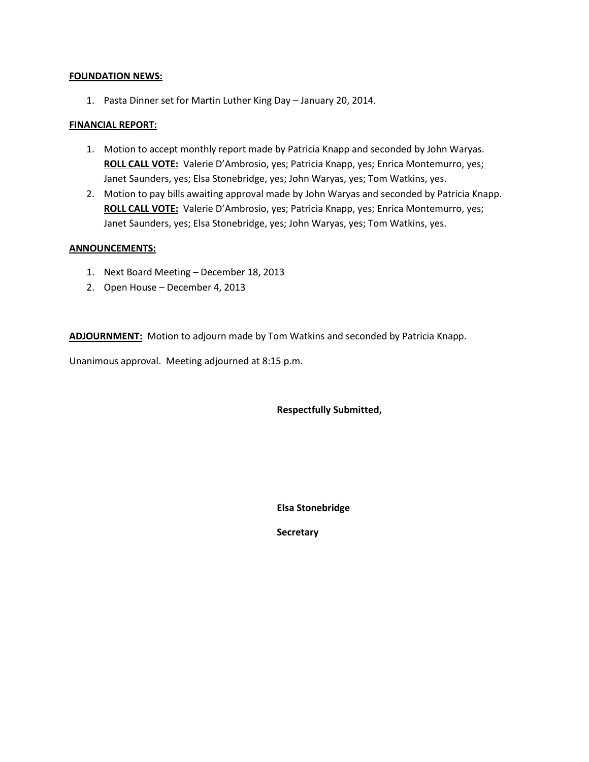**FOUNDATION NEWS:**

1. Pasta Dinner set for Martin Luther King Day – January 20, 2014.

**FINANCIAL REPORT:**

1. Motion to accept monthly report made by Patricia Knapp and seconded by John Waryas.
   **ROLL CALL VOTE:** Valerie D'Ambrosio, yes; Patricia Knapp, yes; Enrica Montemurro, yes; Janet Saunders, yes; Elsa Stonebridge, yes; John Waryas, yes; Tom Watkins, yes.
2. Motion to pay bills awaiting approval made by John Waryas and seconded by Patricia Knapp.
   **ROLL CALL VOTE:** Valerie D'Ambrosio, yes; Patricia Knapp, yes; Enrica Montemurro, yes; Janet Saunders, yes; Elsa Stonebridge, yes; John Waryas, yes; Tom Watkins, yes.

**ANNOUNCEMENTS:**

1. Next Board Meeting – December 18, 2013
2. Open House – December 4, 2013

**ADJOURNMENT:** Motion to adjourn made by Tom Watkins and seconded by Patricia Knapp.

Unanimous approval. Meeting adjourned at 8:15 p.m.

**Respectfully Submitted,**

**Elsa Stonebridge**

**Secretary**